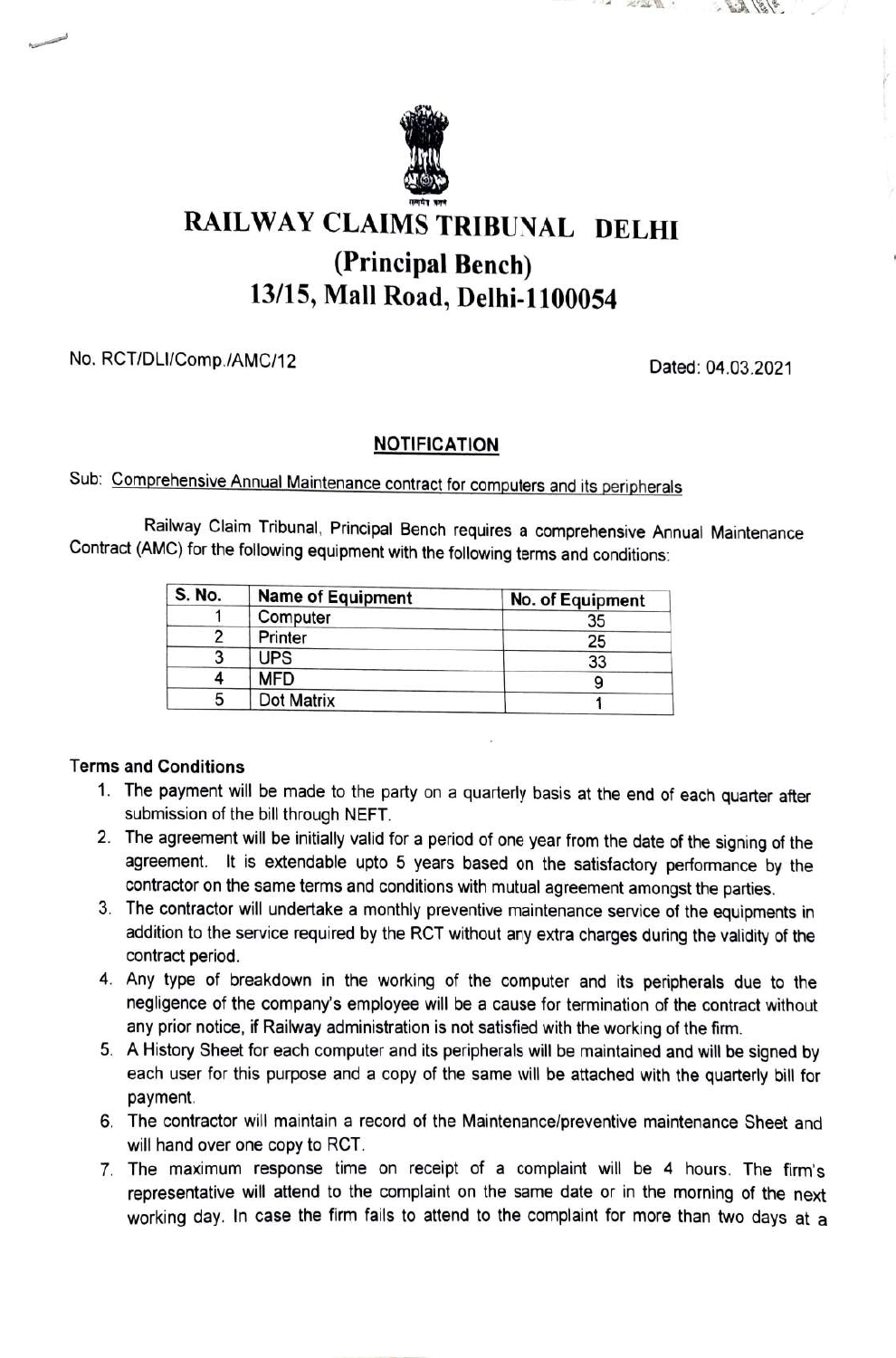# RAILWAY CLAIMS TRIBUNAL DELHI

## (Principal Bench)

## 13/15, Mall Road, Delhi-1100054

No. RCT/DLI/Comp./AMC/12

Dated: 04.03.2021

**NOTIFICATION**

Sub: Comprehensive Annual Maintenance contract for computers and its peripherals

Railway Claim Tribunal, Principal Bench requires a comprehensive Annual Maintenance Contract (AMC) for the following equipment with the following terms and conditions:

| S. No. | Name of Equipment | No. of Equipment |
|---|---|---|
| 1 | Computer | 35 |
| 2 | Printer | 25 |
| 3 | UPS | 33 |
| 4 | MFD | 9 |
| 5 | Dot Matrix | 1 |

**Terms and Conditions**

1. The payment will be made to the party on a quarterly basis at the end of each quarter after submission of the bill through NEFT.
2. The agreement will be initially valid for a period of one year from the date of the signing of the agreement. It is extendable upto 5 years based on the satisfactory performance by the contractor on the same terms and conditions with mutual agreement amongst the parties.
3. The contractor will undertake a monthly preventive maintenance service of the equipments in addition to the service required by the RCT without any extra charges during the validity of the contract period.
4. Any type of breakdown in the working of the computer and its peripherals due to the negligence of the company's employee will be a cause for termination of the contract without any prior notice, if Railway administration is not satisfied with the working of the firm.
5. A History Sheet for each computer and its peripherals will be maintained and will be signed by each user for this purpose and a copy of the same will be attached with the quarterly bill for payment.
6. The contractor will maintain a record of the Maintenance/preventive maintenance Sheet and will hand over one copy to RCT.
7. The maximum response time on receipt of a complaint will be 4 hours. The firm's representative will attend to the complaint on the same date or in the morning of the next working day. In case the firm fails to attend to the complaint for more than two days at a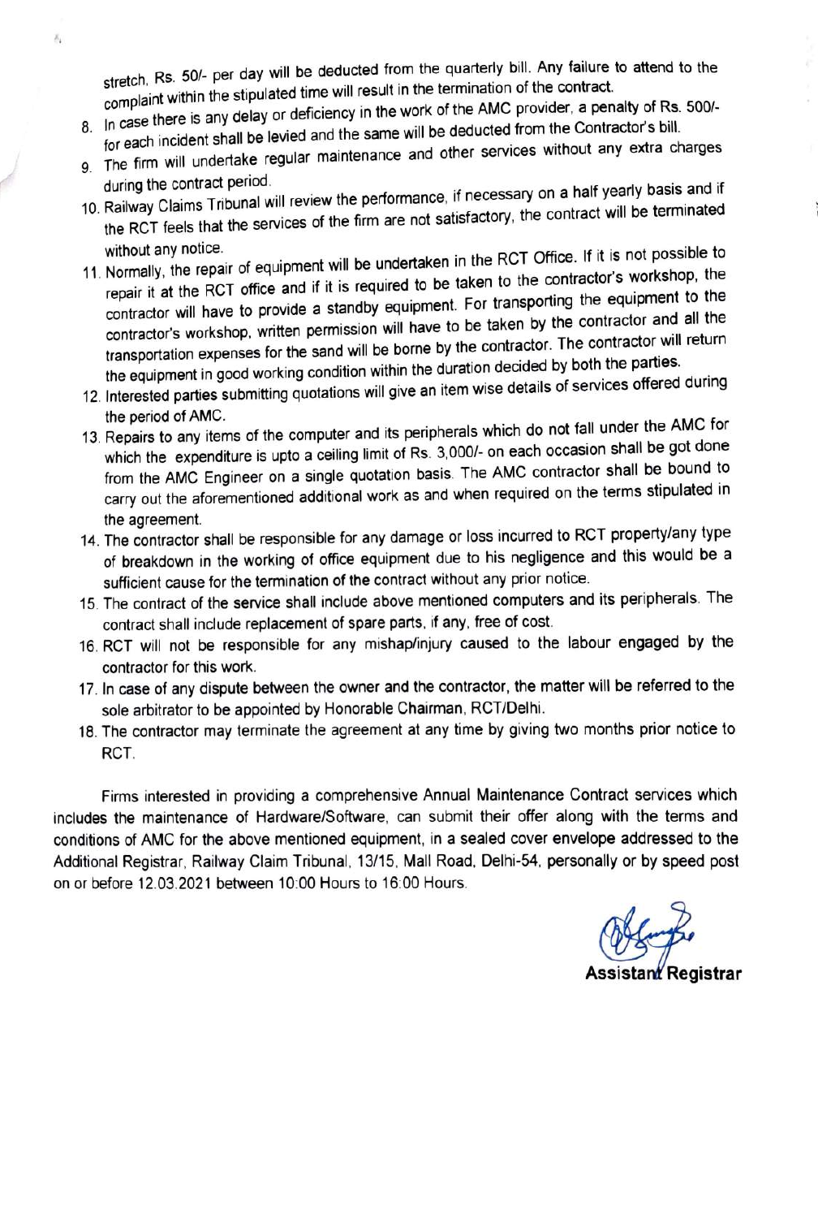stretch, Rs. 50/- per day will be deducted from the quarterly bill. Any failure to attend to the complaint within the stipulated time will result in the termination of the contract.

8. In case there is any delay or deficiency in the work of the AMC provider, a penalty of Rs. 500/- for each incident shall be levied and the same will be deducted from the Contractor's bill.
9. The firm will undertake regular maintenance and other services without any extra charges during the contract period.
10. Railway Claims Tribunal will review the performance, if necessary on a half yearly basis and if the RCT feels that the services of the firm are not satisfactory, the contract will be terminated without any notice.
11. Normally, the repair of equipment will be undertaken in the RCT Office. If it is not possible to repair it at the RCT office and if it is required to be taken to the contractor's workshop, the contractor will have to provide a standby equipment. For transporting the equipment to the contractor's workshop, written permission will have to be taken by the contractor and all the transportation expenses for the sand will be borne by the contractor. The contractor will return the equipment in good working condition within the duration decided by both the parties.
12. Interested parties submitting quotations will give an item wise details of services offered during the period of AMC.
13. Repairs to any items of the computer and its peripherals which do not fall under the AMC for which the expenditure is upto a ceiling limit of Rs. 3,000/- on each occasion shall be got done from the AMC Engineer on a single quotation basis. The AMC contractor shall be bound to carry out the aforementioned additional work as and when required on the terms stipulated in the agreement.
14. The contractor shall be responsible for any damage or loss incurred to RCT property/any type of breakdown in the working of office equipment due to his negligence and this would be a sufficient cause for the termination of the contract without any prior notice.
15. The contract of the service shall include above mentioned computers and its peripherals. The contract shall include replacement of spare parts, if any, free of cost.
16. RCT will not be responsible for any mishap/injury caused to the labour engaged by the contractor for this work.
17. In case of any dispute between the owner and the contractor, the matter will be referred to the sole arbitrator to be appointed by Honorable Chairman, RCT/Delhi.
18. The contractor may terminate the agreement at any time by giving two months prior notice to RCT.

Firms interested in providing a comprehensive Annual Maintenance Contract services which includes the maintenance of Hardware/Software, can submit their offer along with the terms and conditions of AMC for the above mentioned equipment, in a sealed cover envelope addressed to the Additional Registrar, Railway Claim Tribunal, 13/15, Mall Road, Delhi-54, personally or by speed post on or before 12.03.2021 between 10:00 Hours to 16:00 Hours.

**Assistant Registrar**